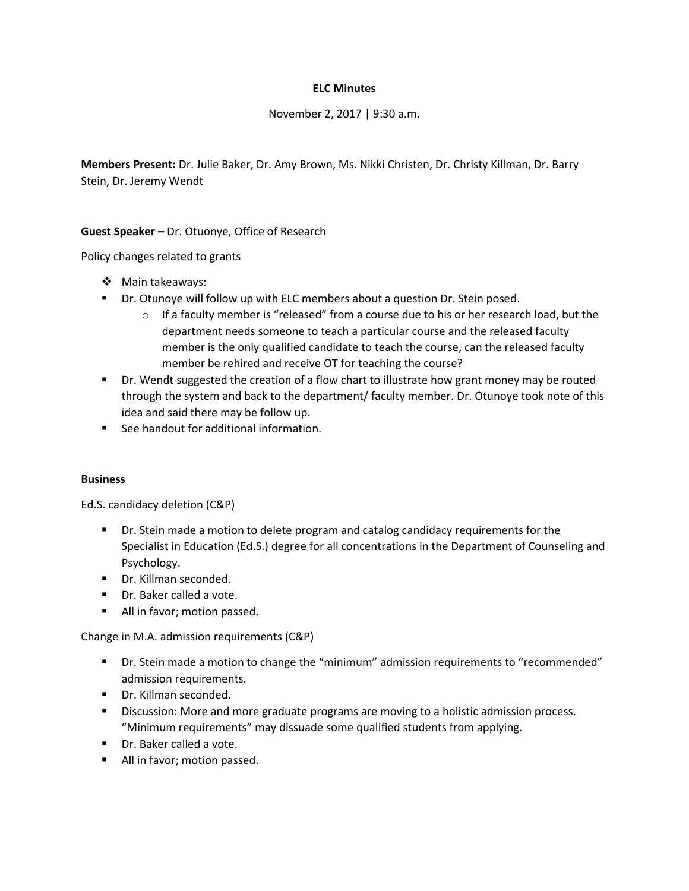**ELC Minutes**

November 2, 2017 | 9:30 a.m.

**Members Present:** Dr. Julie Baker, Dr. Amy Brown, Ms. Nikki Christen, Dr. Christy Killman, Dr. Barry Stein, Dr. Jeremy Wendt

**Guest Speaker –** Dr. Otuonye, Office of Research

Policy changes related to grants

- Main takeaways:
- Dr. Otunoye will follow up with ELC members about a question Dr. Stein posed.
  - If a faculty member is "released" from a course due to his or her research load, but the department needs someone to teach a particular course and the released faculty member is the only qualified candidate to teach the course, can the released faculty member be rehired and receive OT for teaching the course?
- Dr. Wendt suggested the creation of a flow chart to illustrate how grant money may be routed through the system and back to the department/ faculty member. Dr. Otunoye took note of this idea and said there may be follow up.
- See handout for additional information.

**Business**

Ed.S. candidacy deletion (C&P)

- Dr. Stein made a motion to delete program and catalog candidacy requirements for the Specialist in Education (Ed.S.) degree for all concentrations in the Department of Counseling and Psychology.
- Dr. Killman seconded.
- Dr. Baker called a vote.
- All in favor; motion passed.

Change in M.A. admission requirements (C&P)

- Dr. Stein made a motion to change the "minimum" admission requirements to "recommended" admission requirements.
- Dr. Killman seconded.
- Discussion: More and more graduate programs are moving to a holistic admission process. "Minimum requirements" may dissuade some qualified students from applying.
- Dr. Baker called a vote.
- All in favor; motion passed.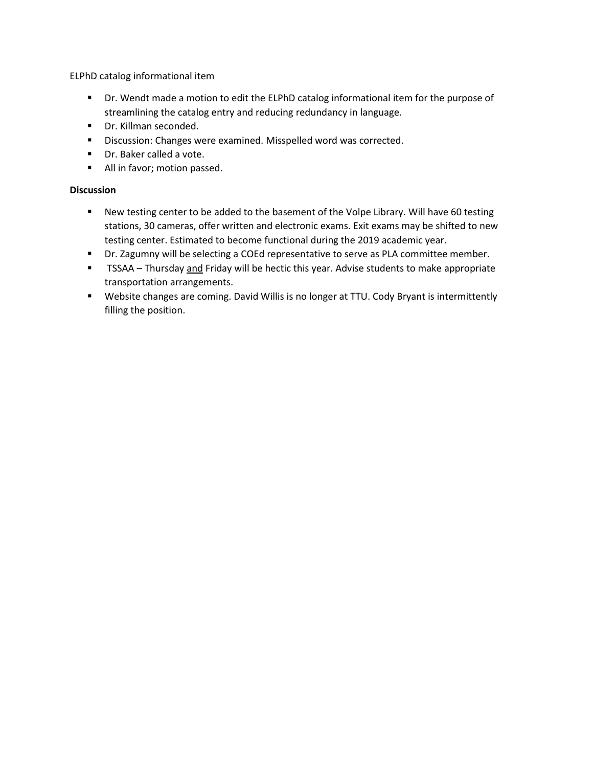ELPhD catalog informational item

- Dr. Wendt made a motion to edit the ELPhD catalog informational item for the purpose of streamlining the catalog entry and reducing redundancy in language.
- Dr. Killman seconded.
- Discussion: Changes were examined. Misspelled word was corrected.
- Dr. Baker called a vote.
- All in favor; motion passed.

**Discussion**

- New testing center to be added to the basement of the Volpe Library. Will have 60 testing stations, 30 cameras, offer written and electronic exams. Exit exams may be shifted to new testing center. Estimated to become functional during the 2019 academic year.
- Dr. Zagumny will be selecting a COEd representative to serve as PLA committee member.
- TSSAA – Thursday <u>and</u> Friday will be hectic this year. Advise students to make appropriate transportation arrangements.
- Website changes are coming. David Willis is no longer at TTU. Cody Bryant is intermittently filling the position.